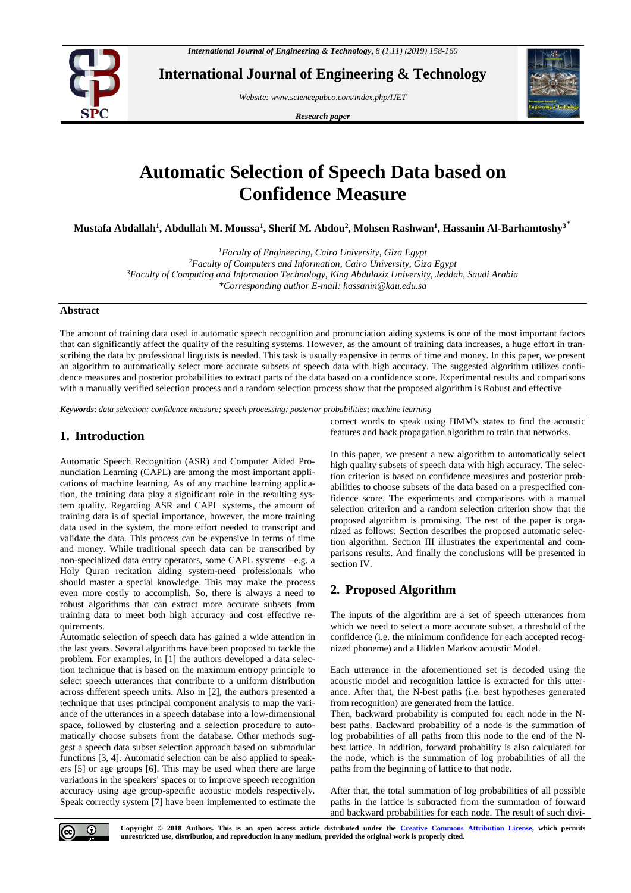# Automatic Selection of Speech Data based on Confidence Measure

**Mustafa Abdallah[1], Abdullah M. Moussa[1], Sherif M. Abdou[2], Mohsen Rashwan[1], Hassanin Al-Barhamtoshy[3]***

*[1]Faculty of Engineering, Cairo University, Giza Egypt*
*[2]Faculty of Computers and Information, Cairo University, Giza Egypt*
*[3]Faculty of Computing and Information Technology, King Abdulaziz University, Jeddah, Saudi Arabia*
**Corresponding author E-mail: hassanin@kau.edu.sa*

## Abstract

The amount of training data used in automatic speech recognition and pronunciation aiding systems is one of the most important factors that can significantly affect the quality of the resulting systems. However, as the amount of training data increases, a huge effort in transcribing the data by professional linguists is needed. This task is usually expensive in terms of time and money. In this paper, we present an algorithm to automatically select more accurate subsets of speech data with high accuracy. The suggested algorithm utilizes confidence measures and posterior probabilities to extract parts of the data based on a confidence score. Experimental results and comparisons with a manually verified selection process and a random selection process show that the proposed algorithm is Robust and effective

***Keywords***: *data selection; confidence measure; speech processing; posterior probabilities; machine learning*

## 1. Introduction

Automatic Speech Recognition (ASR) and Computer Aided Pronunciation Learning (CAPL) are among the most important applications of machine learning. As of any machine learning application, the training data play a significant role in the resulting system quality. Regarding ASR and CAPL systems, the amount of training data is of special importance, however, the more training data used in the system, the more effort needed to transcript and validate the data. This process can be expensive in terms of time and money. While traditional speech data can be transcribed by non-specialized data entry operators, some CAPL systems –e.g. a Holy Quran recitation aiding system-need professionals who should master a special knowledge. This may make the process even more costly to accomplish. So, there is always a need to robust algorithms that can extract more accurate subsets from training data to meet both high accuracy and cost effective requirements.

Automatic selection of speech data has gained a wide attention in the last years. Several algorithms have been proposed to tackle the problem. For examples, in [1] the authors developed a data selection technique that is based on the maximum entropy principle to select speech utterances that contribute to a uniform distribution across different speech units. Also in [2], the authors presented a technique that uses principal component analysis to map the variance of the utterances in a speech database into a low-dimensional space, followed by clustering and a selection procedure to automatically choose subsets from the database. Other methods suggest a speech data subset selection approach based on submodular functions [3, 4]. Automatic selection can be also applied to speakers [5] or age groups [6]. This may be used when there are large variations in the speakers' spaces or to improve speech recognition accuracy using age group-specific acoustic models respectively. Speak correctly system [7] have been implemented to estimate the correct words to speak using HMM's states to find the acoustic features and back propagation algorithm to train that networks.

In this paper, we present a new algorithm to automatically select high quality subsets of speech data with high accuracy. The selection criterion is based on confidence measures and posterior probabilities to choose subsets of the data based on a prespecified confidence score. The experiments and comparisons with a manual selection criterion and a random selection criterion show that the proposed algorithm is promising. The rest of the paper is organized as follows: Section describes the proposed automatic selection algorithm. Section III illustrates the experimental and comparisons results. And finally the conclusions will be presented in section IV.

## 2. Proposed Algorithm

The inputs of the algorithm are a set of speech utterances from which we need to select a more accurate subset, a threshold of the confidence (i.e. the minimum confidence for each accepted recognized phoneme) and a Hidden Markov acoustic Model.

Each utterance in the aforementioned set is decoded using the acoustic model and recognition lattice is extracted for this utterance. After that, the N-best paths (i.e. best hypotheses generated from recognition) are generated from the lattice.

Then, backward probability is computed for each node in the N-best paths. Backward probability of a node is the summation of log probabilities of all paths from this node to the end of the N-best lattice. In addition, forward probability is also calculated for the node, which is the summation of log probabilities of all the paths from the beginning of lattice to that node.

After that, the total summation of log probabilities of all possible paths in the lattice is subtracted from the summation of forward and backward probabilities for each node. The result of such divi-

**Copyright © 2018 Authors. This is an open access article distributed under the Creative Commons Attribution License, which permits unrestricted use, distribution, and reproduction in any medium, provided the original work is properly cited.**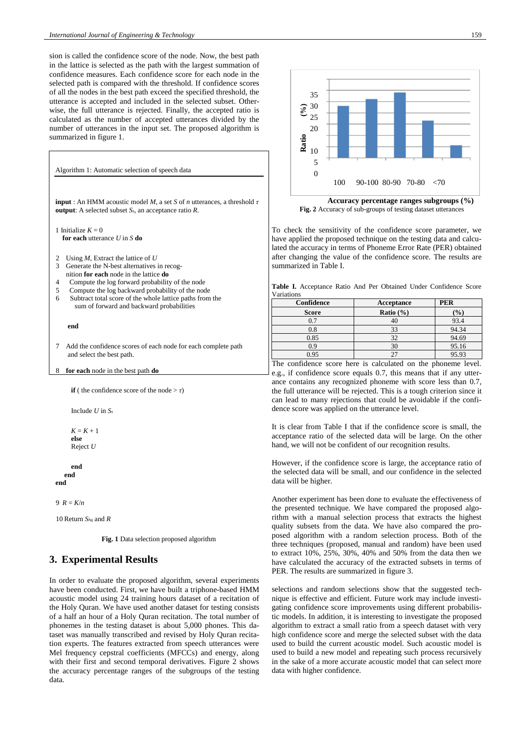sion is called the confidence score of the node. Now, the best path in the lattice is selected as the path with the largest summation of confidence measures. Each confidence score for each node in the selected path is compared with the threshold. If confidence scores of all the nodes in the best path exceed the specified threshold, the utterance is accepted and included in the selected subset. Otherwise, the full utterance is rejected. Finally, the accepted ratio is calculated as the number of accepted utterances divided by the number of utterances in the input set. The proposed algorithm is summarized in figure 1.

```
Algorithm 1: Automatic selection of speech data

input : An HMM acoustic model M, a set S of n utterances, a threshold τ
output: A selected subset Ss, an acceptance ratio R.

1 Initialize K = 0
  for each utterance U in S do
2   Using M, Extract the lattice of U
3   Generate the N-best alternatives in recognition for each node in the lattice do
4     Compute the log forward probability of the node
5     Compute the log backward probability of the node
6     Subtract total score of the whole lattice paths from the
        sum of forward and backward probabilities
    end
7   Add the confidence scores of each node for each complete path
    and select the best path.
8   for each node in the best path do
      if ( the confidence score of the node > τ)
        Include U in Ss
        K = K + 1
      else
        Reject U
      end
    end
end
9 R = K/n
10 Return Shq and R
```

**Fig. 1** Data selection proposed algorithm

## 3. Experimental Results

In order to evaluate the proposed algorithm, several experiments have been conducted. First, we have built a triphone-based HMM acoustic model using 24 training hours dataset of a recitation of the Holy Quran. We have used another dataset for testing consists of a half an hour of a Holy Quran recitation. The total number of phonemes in the testing dataset is about 5,000 phones. This dataset was manually transcribed and revised by Holy Quran recitation experts. The features extracted from speech utterances were Mel frequency cepstral coefficients (MFCCs) and energy, along with their first and second temporal derivatives. Figure 2 shows the accuracy percentage ranges of the subgroups of the testing data.

**Fig. 2** Accuracy of sub-groups of testing dataset utterances

To check the sensitivity of the confidence score parameter, we have applied the proposed technique on the testing data and calculated the accuracy in terms of Phoneme Error Rate (PER) obtained after changing the value of the confidence score. The results are summarized in Table I.

**Table I.** Acceptance Ratio And Per Obtained Under Confidence Score Variations

| Confidence Score | Acceptance Ratio (%) | PER (%) |
|---|---|---|
| 0.7 | 40 | 93.4 |
| 0.8 | 33 | 94.34 |
| 0.85 | 32 | 94.69 |
| 0.9 | 30 | 95.16 |
| 0.95 | 27 | 95.93 |

The confidence score here is calculated on the phoneme level. e.g., if confidence score equals 0.7, this means that if any utterance contains any recognized phoneme with score less than 0.7, the full utterance will be rejected. This is a tough criterion since it can lead to many rejections that could be avoidable if the confidence score was applied on the utterance level.

It is clear from Table I that if the confidence score is small, the acceptance ratio of the selected data will be large. On the other hand, we will not be confident of our recognition results.

However, if the confidence score is large, the acceptance ratio of the selected data will be small, and our confidence in the selected data will be higher.

Another experiment has been done to evaluate the effectiveness of the presented technique. We have compared the proposed algorithm with a manual selection process that extracts the highest quality subsets from the data. We have also compared the proposed algorithm with a random selection process. Both of the three techniques (proposed, manual and random) have been used to extract 10%, 25%, 30%, 40% and 50% from the data then we have calculated the accuracy of the extracted subsets in terms of PER. The results are summarized in figure 3.

selections and random selections show that the suggested technique is effective and efficient. Future work may include investigating confidence score improvements using different probabilistic models. In addition, it is interesting to investigate the proposed algorithm to extract a small ratio from a speech dataset with very high confidence score and merge the selected subset with the data used to build the current acoustic model. Such acoustic model is used to build a new model and repeating such process recursively in the sake of a more accurate acoustic model that can select more data with higher confidence.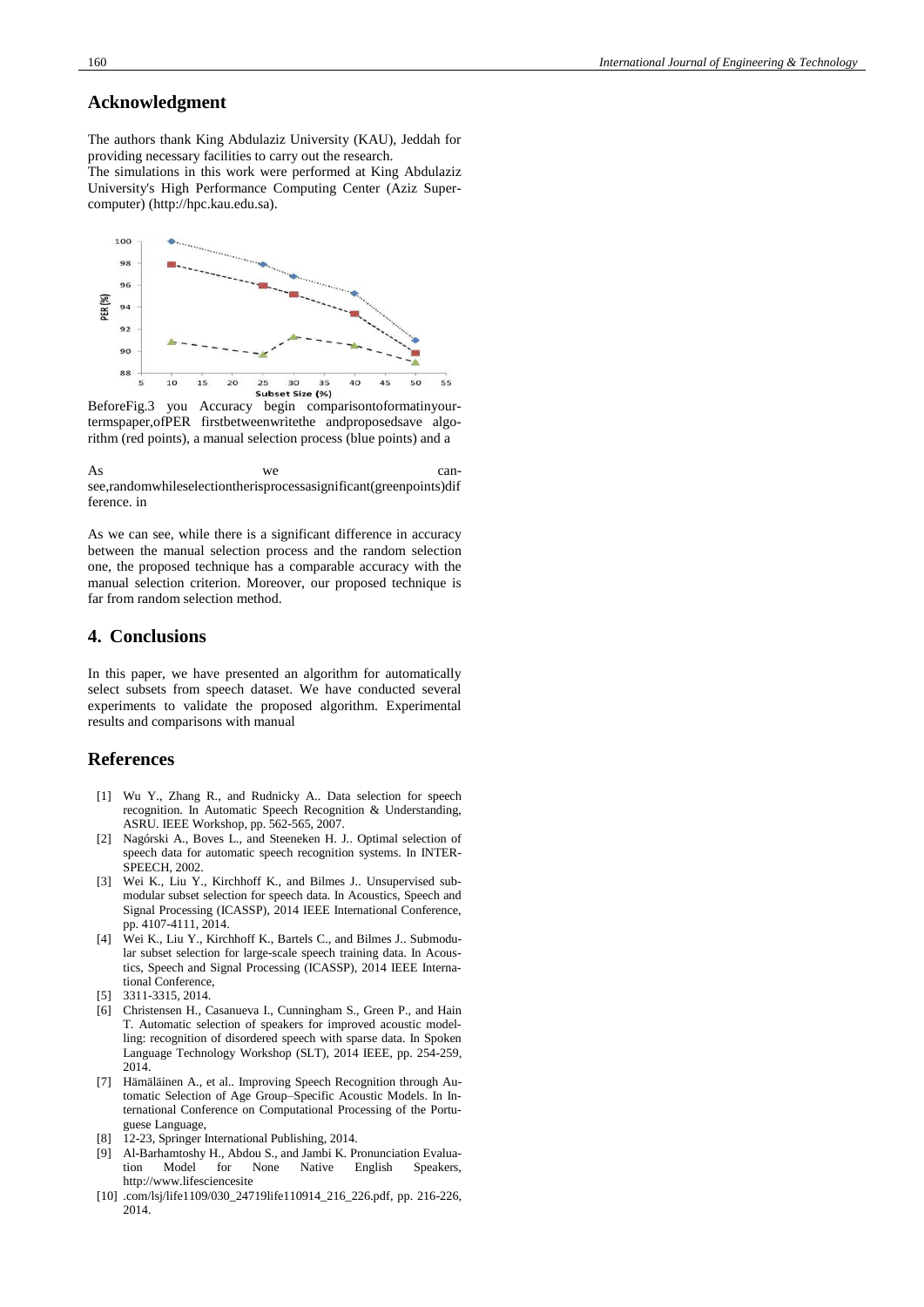## Acknowledgment

The authors thank King Abdulaziz University (KAU), Jeddah for providing necessary facilities to carry out the research.
The simulations in this work were performed at King Abdulaziz University's High Performance Computing Center (Aziz Supercomputer) (http://hpc.kau.edu.sa).

100
98
96
94
92
90
88
PER (%)
5 10 15 20 25 30 35 40 45 50 55
Subset Size (%)

BeforeFig.3 you Accuracy begin comparisontoformatinyourtermspaper,ofPER firstbetweenwritethe andproposedsave algorithm (red points), a manual selection process (blue points) and a

As we can-see,randomwhileselectiontherisprocessasignificant(greenpoints)difference. in

As we can see, while there is a significant difference in accuracy between the manual selection process and the random selection one, the proposed technique has a comparable accuracy with the manual selection criterion. Moreover, our proposed technique is far from random selection method.

## 4. Conclusions

In this paper, we have presented an algorithm for automatically select subsets from speech dataset. We have conducted several experiments to validate the proposed algorithm. Experimental results and comparisons with manual

## References

[1] Wu Y., Zhang R., and Rudnicky A.. Data selection for speech recognition. In Automatic Speech Recognition & Understanding, ASRU. IEEE Workshop, pp. 562-565, 2007.

[2] Nagórski A., Boves L., and Steeneken H. J.. Optimal selection of speech data for automatic speech recognition systems. In INTER-SPEECH, 2002.

[3] Wei K., Liu Y., Kirchhoff K., and Bilmes J.. Unsupervised submodular subset selection for speech data. In Acoustics, Speech and Signal Processing (ICASSP), 2014 IEEE International Conference, pp. 4107-4111, 2014.

[4] Wei K., Liu Y., Kirchhoff K., Bartels C., and Bilmes J.. Submodular subset selection for large-scale speech training data. In Acoustics, Speech and Signal Processing (ICASSP), 2014 IEEE International Conference,

[5] 3311-3315, 2014.

[6] Christensen H., Casanueva I., Cunningham S., Green P., and Hain T. Automatic selection of speakers for improved acoustic modelling: recognition of disordered speech with sparse data. In Spoken Language Technology Workshop (SLT), 2014 IEEE, pp. 254-259, 2014.

[7] Hämäläinen A., et al.. Improving Speech Recognition through Automatic Selection of Age Group–Specific Acoustic Models. In International Conference on Computational Processing of the Portuguese Language,

[8] 12-23, Springer International Publishing, 2014.

[9] Al-Barhamtoshy H., Abdou S., and Jambi K. Pronunciation Evaluation Model for None Native English Speakers, http://www.lifesciencesite

[10] .com/lsj/life1109/030_24719life110914_216_226.pdf, pp. 216-226, 2014.